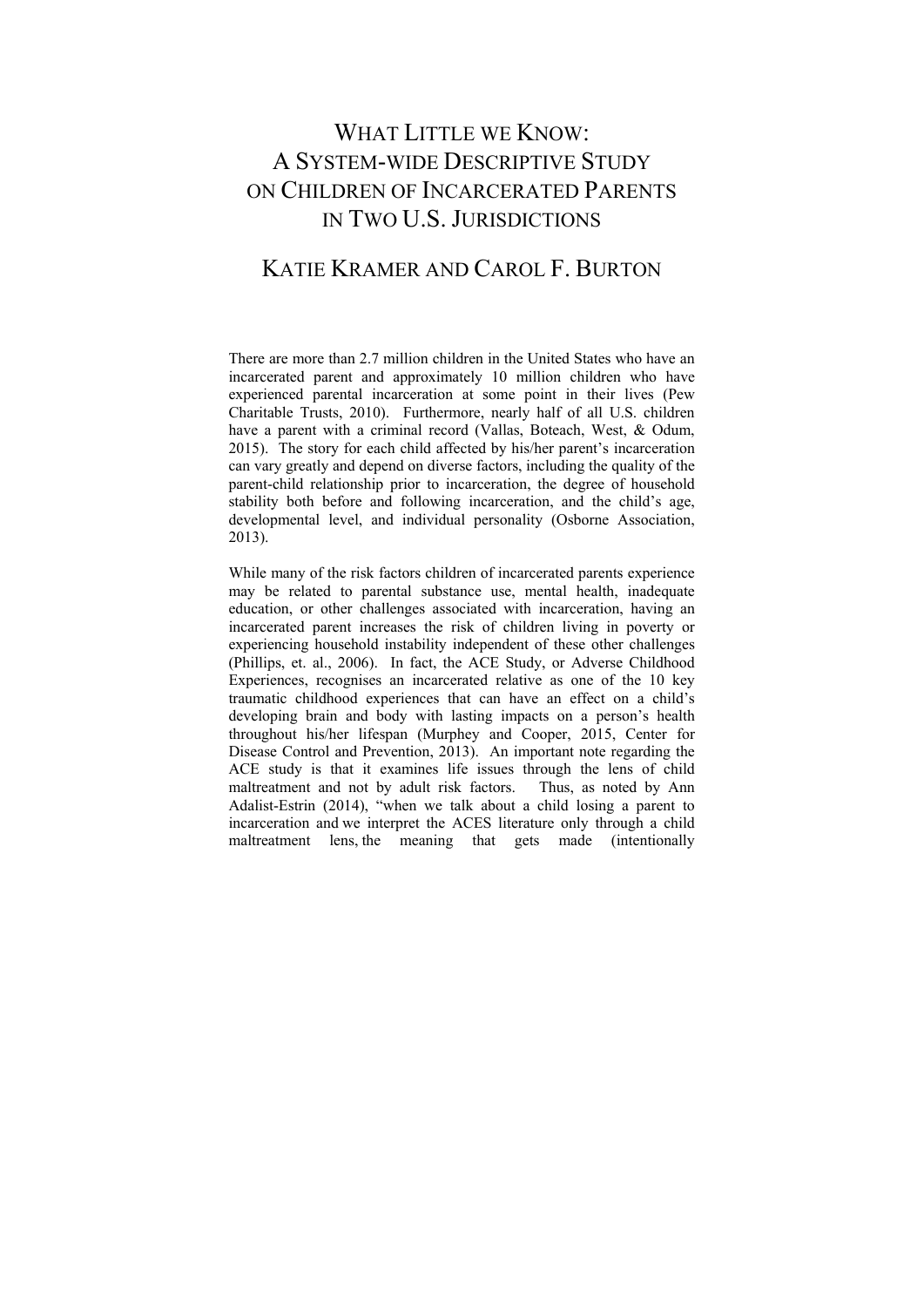# What Little we Know: A System-wide Descriptive Study on Children of Incarcerated Parents in Two U.S. Jurisdictions

## Katie Kramer and Carol F. Burton

There are more than 2.7 million children in the United States who have an incarcerated parent and approximately 10 million children who have experienced parental incarceration at some point in their lives (Pew Charitable Trusts, 2010). Furthermore, nearly half of all U.S. children have a parent with a criminal record (Vallas, Boteach, West, & Odum, 2015). The story for each child affected by his/her parent's incarceration can vary greatly and depend on diverse factors, including the quality of the parent-child relationship prior to incarceration, the degree of household stability both before and following incarceration, and the child's age, developmental level, and individual personality (Osborne Association, 2013).

While many of the risk factors children of incarcerated parents experience may be related to parental substance use, mental health, inadequate education, or other challenges associated with incarceration, having an incarcerated parent increases the risk of children living in poverty or experiencing household instability independent of these other challenges (Phillips, et. al., 2006). In fact, the ACE Study, or Adverse Childhood Experiences, recognises an incarcerated relative as one of the 10 key traumatic childhood experiences that can have an effect on a child's developing brain and body with lasting impacts on a person's health throughout his/her lifespan (Murphey and Cooper, 2015, Center for Disease Control and Prevention, 2013). An important note regarding the ACE study is that it examines life issues through the lens of child maltreatment and not by adult risk factors. Thus, as noted by Ann Adalist-Estrin (2014), "when we talk about a child losing a parent to incarceration and we interpret the ACES literature only through a child maltreatment lens, the meaning that gets made (intentionally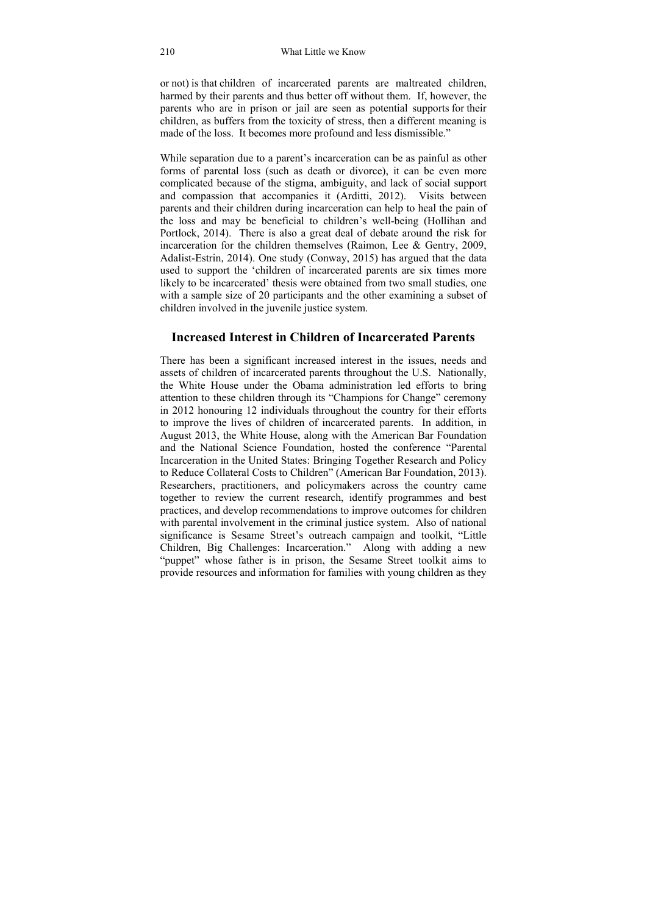or not) is that children of incarcerated parents are maltreated children, harmed by their parents and thus better off without them. If, however, the parents who are in prison or jail are seen as potential supports for their children, as buffers from the toxicity of stress, then a different meaning is made of the loss. It becomes more profound and less dismissible."

While separation due to a parent's incarceration can be as painful as other forms of parental loss (such as death or divorce), it can be even more complicated because of the stigma, ambiguity, and lack of social support and compassion that accompanies it (Arditti, 2012). Visits between parents and their children during incarceration can help to heal the pain of the loss and may be beneficial to children's well-being (Hollihan and Portlock, 2014). There is also a great deal of debate around the risk for incarceration for the children themselves (Raimon, Lee & Gentry, 2009, Adalist-Estrin, 2014). One study (Conway, 2015) has argued that the data used to support the 'children of incarcerated parents are six times more likely to be incarcerated' thesis were obtained from two small studies, one with a sample size of 20 participants and the other examining a subset of children involved in the juvenile justice system.

## Increased Interest in Children of Incarcerated Parents

There has been a significant increased interest in the issues, needs and assets of children of incarcerated parents throughout the U.S. Nationally, the White House under the Obama administration led efforts to bring attention to these children through its "Champions for Change" ceremony in 2012 honouring 12 individuals throughout the country for their efforts to improve the lives of children of incarcerated parents. In addition, in August 2013, the White House, along with the American Bar Foundation and the National Science Foundation, hosted the conference "Parental Incarceration in the United States: Bringing Together Research and Policy to Reduce Collateral Costs to Children" (American Bar Foundation, 2013). Researchers, practitioners, and policymakers across the country came together to review the current research, identify programmes and best practices, and develop recommendations to improve outcomes for children with parental involvement in the criminal justice system. Also of national significance is Sesame Street's outreach campaign and toolkit, "Little Children, Big Challenges: Incarceration." Along with adding a new "puppet" whose father is in prison, the Sesame Street toolkit aims to provide resources and information for families with young children as they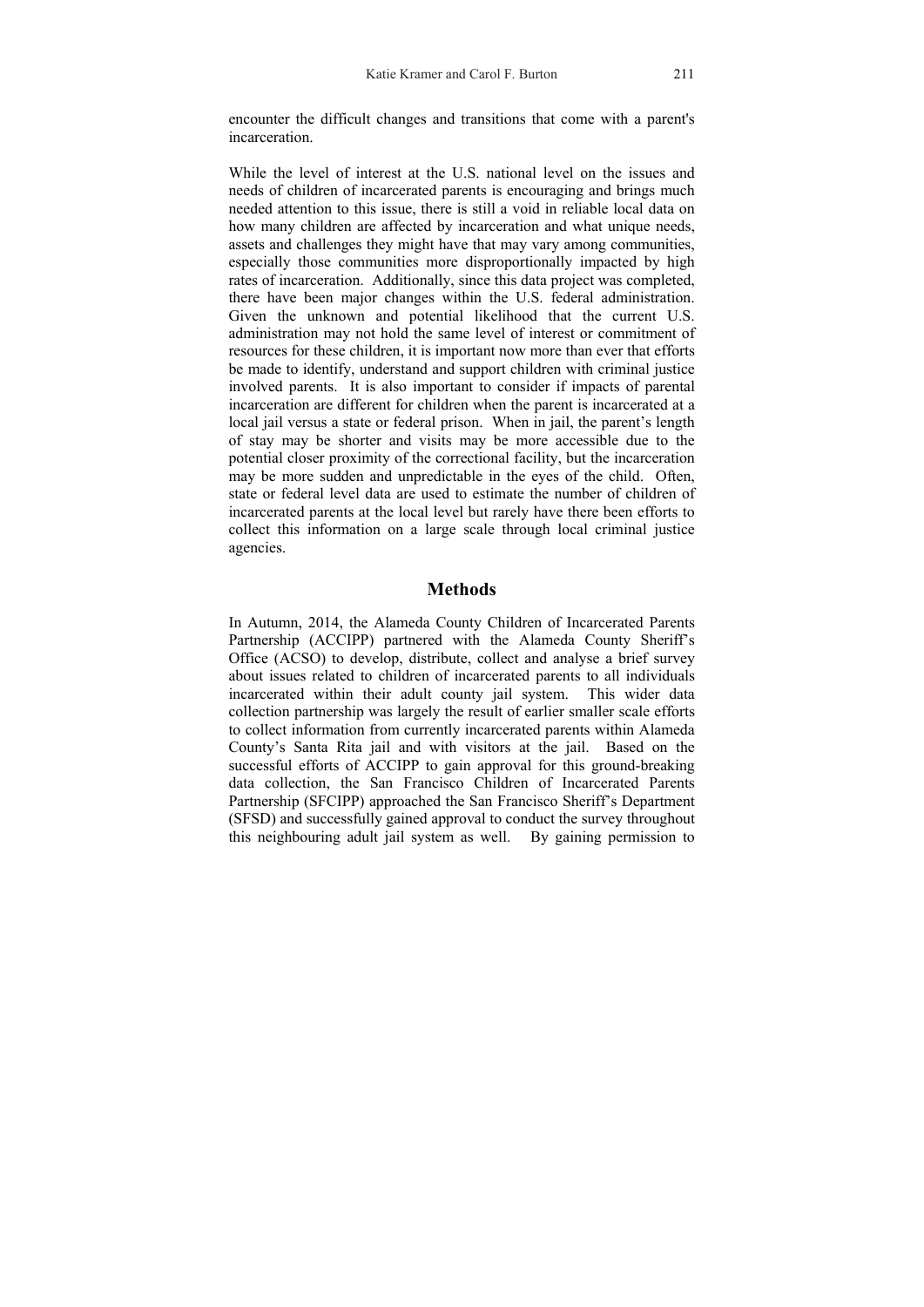encounter the difficult changes and transitions that come with a parent's incarceration.

While the level of interest at the U.S. national level on the issues and needs of children of incarcerated parents is encouraging and brings much needed attention to this issue, there is still a void in reliable local data on how many children are affected by incarceration and what unique needs, assets and challenges they might have that may vary among communities, especially those communities more disproportionally impacted by high rates of incarceration. Additionally, since this data project was completed, there have been major changes within the U.S. federal administration. Given the unknown and potential likelihood that the current U.S. administration may not hold the same level of interest or commitment of resources for these children, it is important now more than ever that efforts be made to identify, understand and support children with criminal justice involved parents. It is also important to consider if impacts of parental incarceration are different for children when the parent is incarcerated at a local jail versus a state or federal prison. When in jail, the parent's length of stay may be shorter and visits may be more accessible due to the potential closer proximity of the correctional facility, but the incarceration may be more sudden and unpredictable in the eyes of the child. Often, state or federal level data are used to estimate the number of children of incarcerated parents at the local level but rarely have there been efforts to collect this information on a large scale through local criminal justice agencies.

## Methods

In Autumn, 2014, the Alameda County Children of Incarcerated Parents Partnership (ACCIPP) partnered with the Alameda County Sheriff's Office (ACSO) to develop, distribute, collect and analyse a brief survey about issues related to children of incarcerated parents to all individuals incarcerated within their adult county jail system. This wider data collection partnership was largely the result of earlier smaller scale efforts to collect information from currently incarcerated parents within Alameda County's Santa Rita jail and with visitors at the jail. Based on the successful efforts of ACCIPP to gain approval for this ground-breaking data collection, the San Francisco Children of Incarcerated Parents Partnership (SFCIPP) approached the San Francisco Sheriff's Department (SFSD) and successfully gained approval to conduct the survey throughout this neighbouring adult jail system as well. By gaining permission to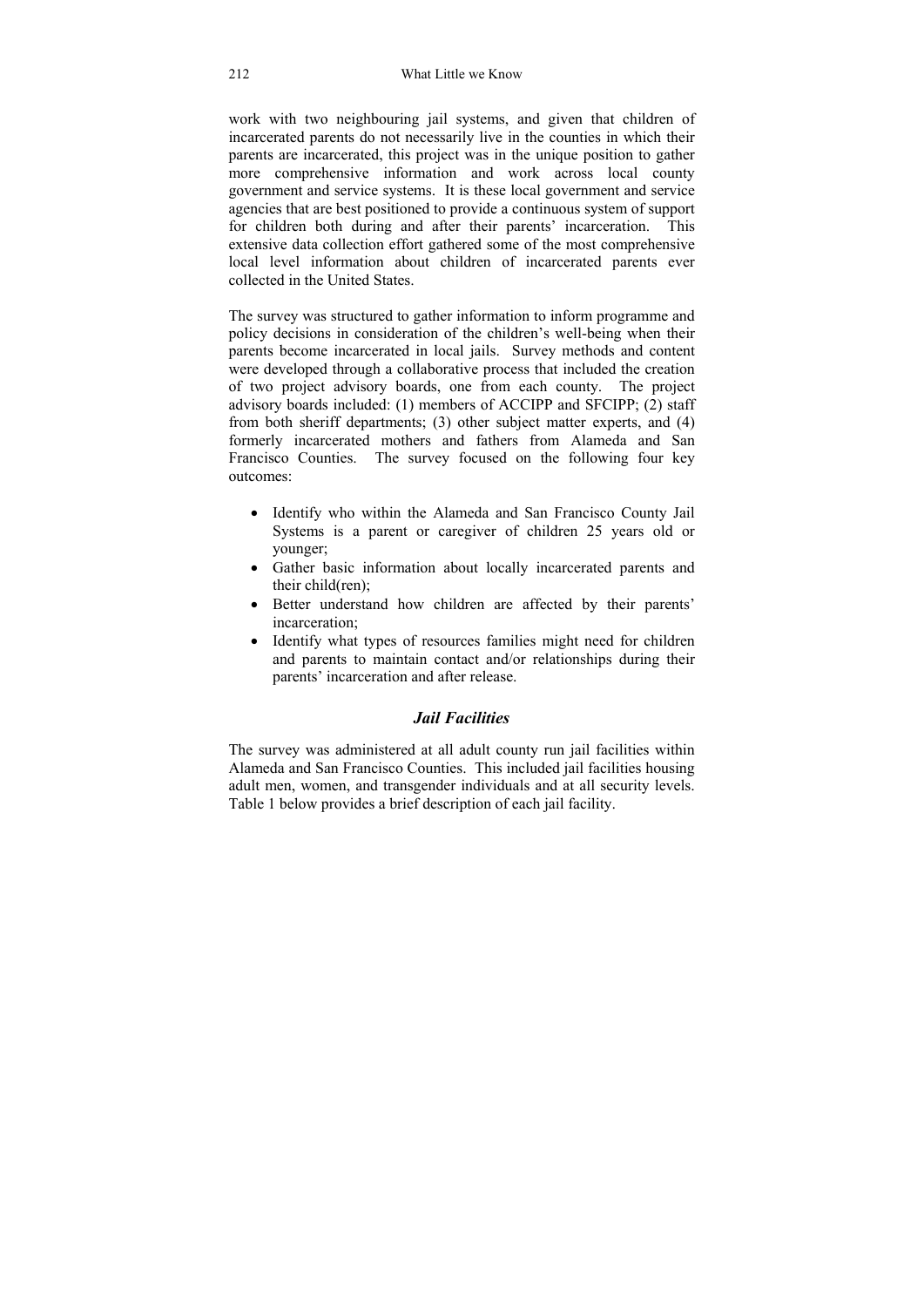work with two neighbouring jail systems, and given that children of incarcerated parents do not necessarily live in the counties in which their parents are incarcerated, this project was in the unique position to gather more comprehensive information and work across local county government and service systems. It is these local government and service agencies that are best positioned to provide a continuous system of support for children both during and after their parents' incarceration. This extensive data collection effort gathered some of the most comprehensive local level information about children of incarcerated parents ever collected in the United States.

The survey was structured to gather information to inform programme and policy decisions in consideration of the children's well-being when their parents become incarcerated in local jails. Survey methods and content were developed through a collaborative process that included the creation of two project advisory boards, one from each county. The project advisory boards included: (1) members of ACCIPP and SFCIPP; (2) staff from both sheriff departments; (3) other subject matter experts, and (4) formerly incarcerated mothers and fathers from Alameda and San Francisco Counties. The survey focused on the following four key outcomes:

- Identify who within the Alameda and San Francisco County Jail Systems is a parent or caregiver of children 25 years old or younger;
- Gather basic information about locally incarcerated parents and their child(ren);
- Better understand how children are affected by their parents' incarceration;
- Identify what types of resources families might need for children and parents to maintain contact and/or relationships during their parents' incarceration and after release.

### *Jail Facilities*

The survey was administered at all adult county run jail facilities within Alameda and San Francisco Counties. This included jail facilities housing adult men, women, and transgender individuals and at all security levels. Table 1 below provides a brief description of each jail facility.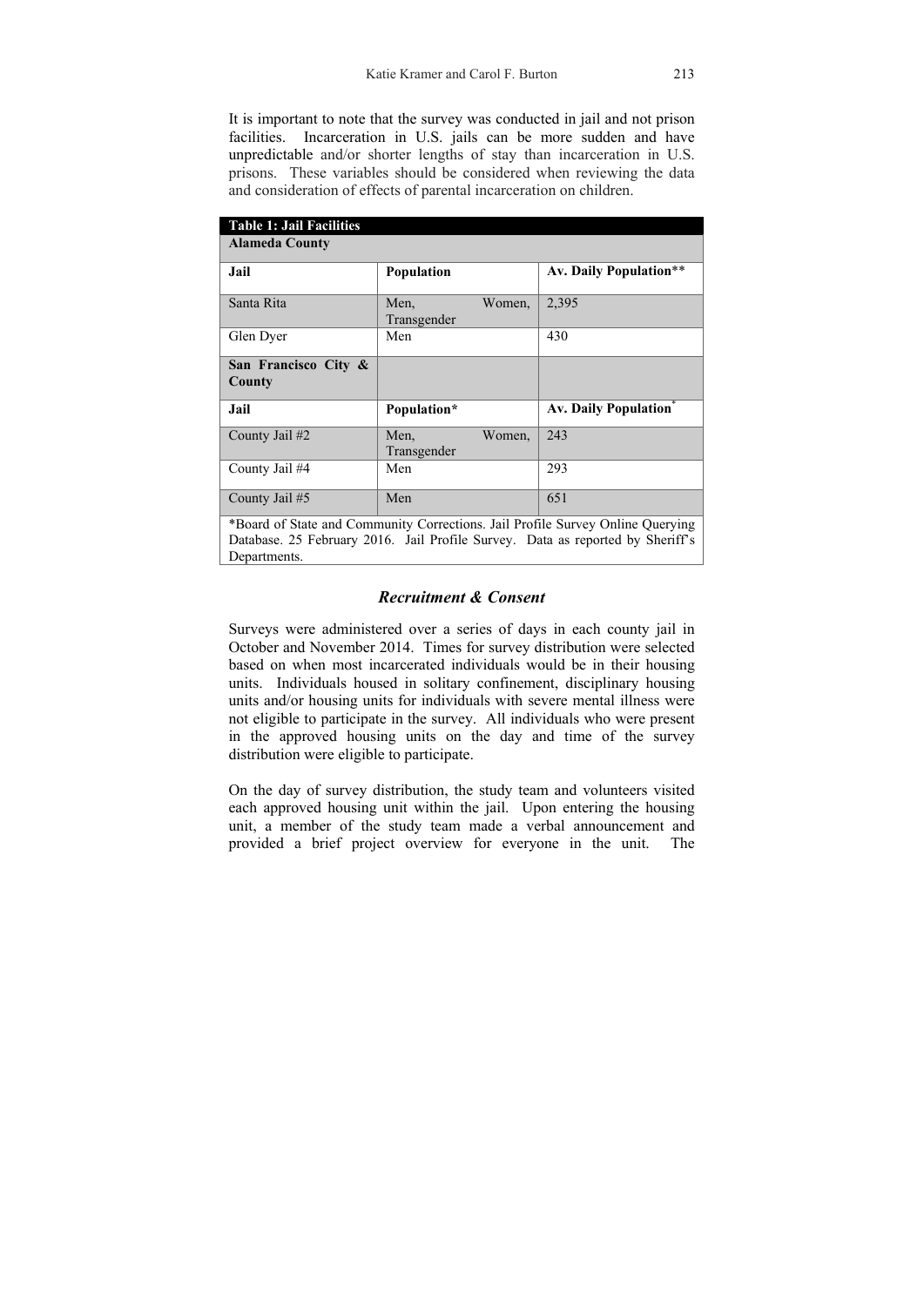It is important to note that the survey was conducted in jail and not prison facilities. Incarceration in U.S. jails can be more sudden and have unpredictable and/or shorter lengths of stay than incarceration in U.S. prisons. These variables should be considered when reviewing the data and consideration of effects of parental incarceration on children.

| **Table 1: Jail Facilities** | | |
|---|---|---|
| **Alameda County** | | |
| **Jail** | **Population** | **Av. Daily Population**** |
| Santa Rita | Men, Women, Transgender | 2,395 |
| Glen Dyer | Men | 430 |
| **San Francisco City & County** | | |
| **Jail** | **Population*** | **Av. Daily Population*** |
| County Jail #2 | Men, Women, Transgender | 243 |
| County Jail #4 | Men | 293 |
| County Jail #5 | Men | 651 |

*Board of State and Community Corrections. Jail Profile Survey Online Querying Database. 25 February 2016. Jail Profile Survey. Data as reported by Sheriff's Departments.

### *Recruitment & Consent*

Surveys were administered over a series of days in each county jail in October and November 2014. Times for survey distribution were selected based on when most incarcerated individuals would be in their housing units. Individuals housed in solitary confinement, disciplinary housing units and/or housing units for individuals with severe mental illness were not eligible to participate in the survey. All individuals who were present in the approved housing units on the day and time of the survey distribution were eligible to participate.

On the day of survey distribution, the study team and volunteers visited each approved housing unit within the jail. Upon entering the housing unit, a member of the study team made a verbal announcement and provided a brief project overview for everyone in the unit. The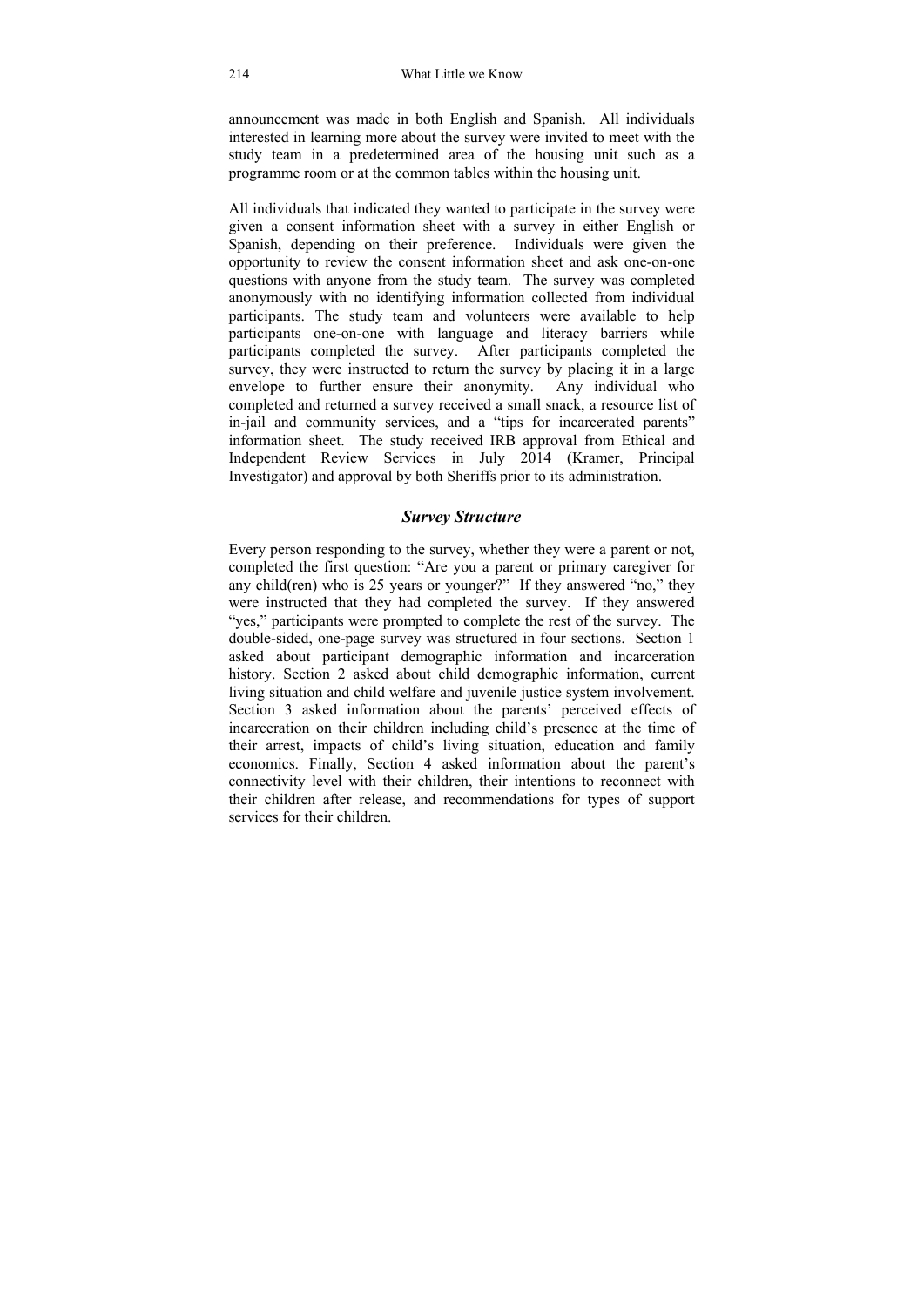announcement was made in both English and Spanish. All individuals interested in learning more about the survey were invited to meet with the study team in a predetermined area of the housing unit such as a programme room or at the common tables within the housing unit.

All individuals that indicated they wanted to participate in the survey were given a consent information sheet with a survey in either English or Spanish, depending on their preference. Individuals were given the opportunity to review the consent information sheet and ask one-on-one questions with anyone from the study team. The survey was completed anonymously with no identifying information collected from individual participants. The study team and volunteers were available to help participants one-on-one with language and literacy barriers while participants completed the survey. After participants completed the survey, they were instructed to return the survey by placing it in a large envelope to further ensure their anonymity. Any individual who completed and returned a survey received a small snack, a resource list of in-jail and community services, and a "tips for incarcerated parents" information sheet. The study received IRB approval from Ethical and Independent Review Services in July 2014 (Kramer, Principal Investigator) and approval by both Sheriffs prior to its administration.

### *Survey Structure*

Every person responding to the survey, whether they were a parent or not, completed the first question: "Are you a parent or primary caregiver for any child(ren) who is 25 years or younger?" If they answered "no," they were instructed that they had completed the survey. If they answered "yes," participants were prompted to complete the rest of the survey. The double-sided, one-page survey was structured in four sections. Section 1 asked about participant demographic information and incarceration history. Section 2 asked about child demographic information, current living situation and child welfare and juvenile justice system involvement. Section 3 asked information about the parents' perceived effects of incarceration on their children including child's presence at the time of their arrest, impacts of child's living situation, education and family economics. Finally, Section 4 asked information about the parent's connectivity level with their children, their intentions to reconnect with their children after release, and recommendations for types of support services for their children.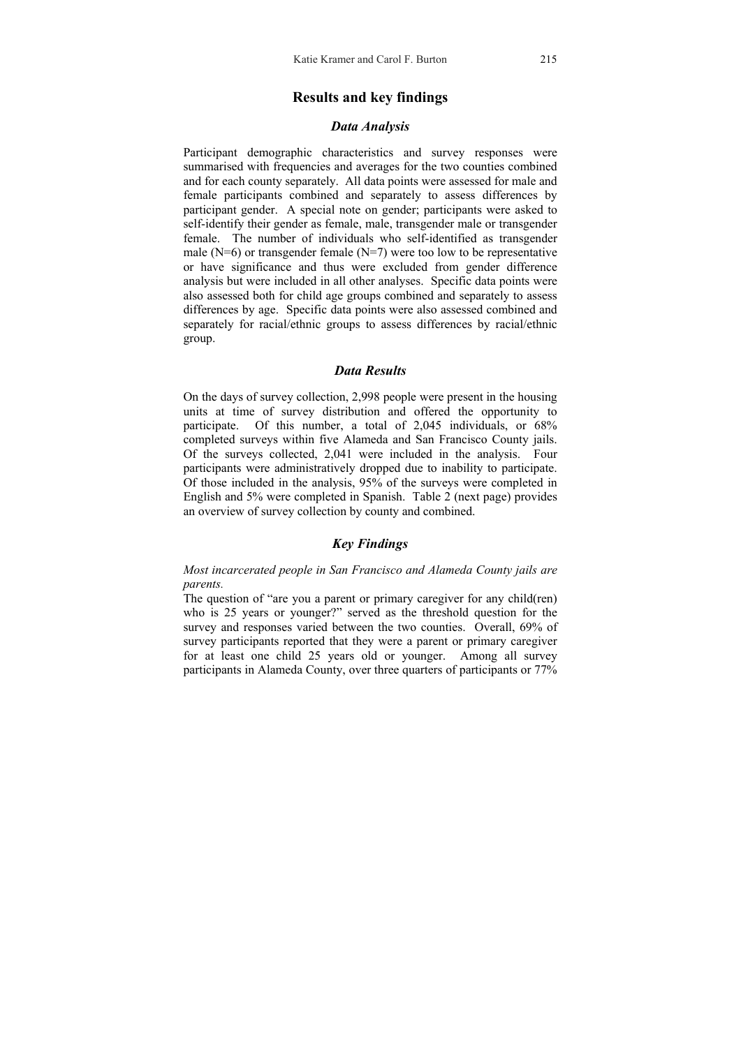## Results and key findings

### *Data Analysis*

Participant demographic characteristics and survey responses were summarised with frequencies and averages for the two counties combined and for each county separately. All data points were assessed for male and female participants combined and separately to assess differences by participant gender. A special note on gender; participants were asked to self-identify their gender as female, male, transgender male or transgender female. The number of individuals who self-identified as transgender male (N=6) or transgender female (N=7) were too low to be representative or have significance and thus were excluded from gender difference analysis but were included in all other analyses. Specific data points were also assessed both for child age groups combined and separately to assess differences by age. Specific data points were also assessed combined and separately for racial/ethnic groups to assess differences by racial/ethnic group.

### *Data Results*

On the days of survey collection, 2,998 people were present in the housing units at time of survey distribution and offered the opportunity to participate. Of this number, a total of 2,045 individuals, or 68% completed surveys within five Alameda and San Francisco County jails. Of the surveys collected, 2,041 were included in the analysis. Four participants were administratively dropped due to inability to participate. Of those included in the analysis, 95% of the surveys were completed in English and 5% were completed in Spanish. Table 2 (next page) provides an overview of survey collection by county and combined.

### *Key Findings*

*Most incarcerated people in San Francisco and Alameda County jails are parents.*

The question of "are you a parent or primary caregiver for any child(ren) who is 25 years or younger?" served as the threshold question for the survey and responses varied between the two counties. Overall, 69% of survey participants reported that they were a parent or primary caregiver for at least one child 25 years old or younger. Among all survey participants in Alameda County, over three quarters of participants or 77%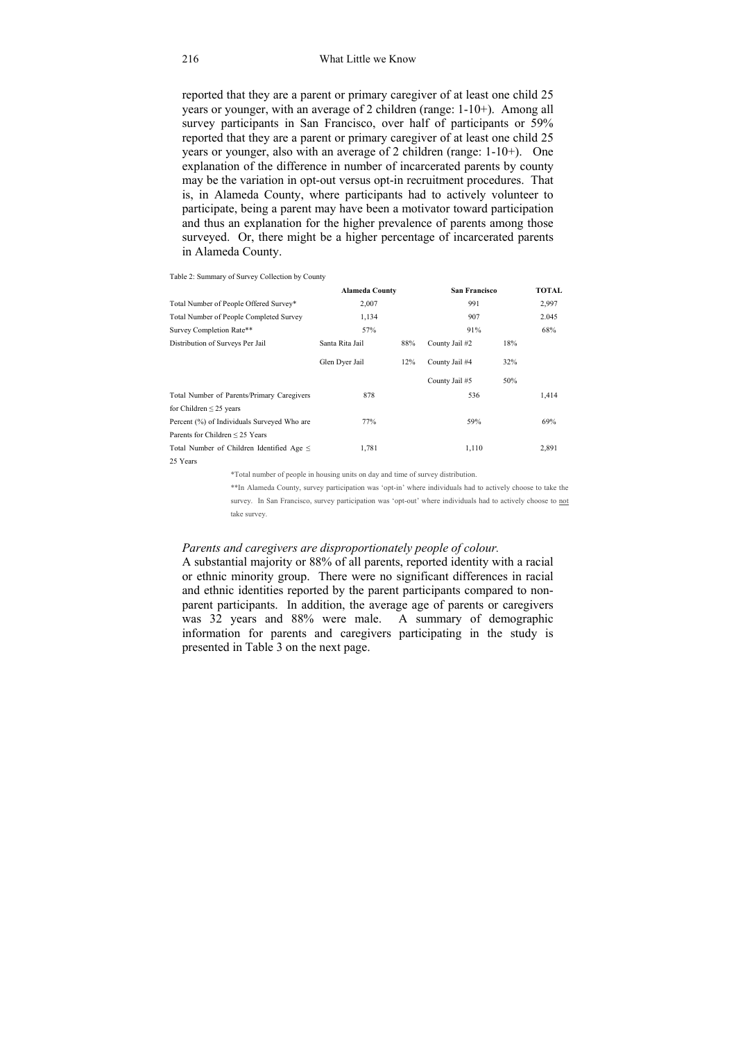reported that they are a parent or primary caregiver of at least one child 25 years or younger, with an average of 2 children (range: 1-10+). Among all survey participants in San Francisco, over half of participants or 59% reported that they are a parent or primary caregiver of at least one child 25 years or younger, also with an average of 2 children (range: 1-10+). One explanation of the difference in number of incarcerated parents by county may be the variation in opt-out versus opt-in recruitment procedures. That is, in Alameda County, where participants had to actively volunteer to participate, being a parent may have been a motivator toward participation and thus an explanation for the higher prevalence of parents among those surveyed. Or, there might be a higher percentage of incarcerated parents in Alameda County.

Table 2: Summary of Survey Collection by County

| | Alameda County | | San Francisco | | TOTAL |
|---|---|---|---|---|---|
| Total Number of People Offered Survey* | 2,007 | | 991 | | 2,997 |
| Total Number of People Completed Survey | 1,134 | | 907 | | 2.045 |
| Survey Completion Rate** | 57% | | 91% | | 68% |
| Distribution of Surveys Per Jail | Santa Rita Jail | 88% | County Jail #2 | 18% | |
| | Glen Dyer Jail | 12% | County Jail #4 | 32% | |
| | | | County Jail #5 | 50% | |
| Total Number of Parents/Primary Caregivers for Children ≤ 25 years | 878 | | 536 | | 1,414 |
| Percent (%) of Individuals Surveyed Who are Parents for Children ≤ 25 Years | 77% | | 59% | | 69% |
| Total Number of Children Identified Age ≤ 25 Years | 1,781 | | 1,110 | | 2,891 |

*Total number of people in housing units on day and time of survey distribution.

**In Alameda County, survey participation was 'opt-in' where individuals had to actively choose to take the survey. In San Francisco, survey participation was 'opt-out' where individuals had to actively choose to not take survey.

*Parents and caregivers are disproportionately people of colour.*

A substantial majority or 88% of all parents, reported identity with a racial or ethnic minority group. There were no significant differences in racial and ethnic identities reported by the parent participants compared to non-parent participants. In addition, the average age of parents or caregivers was 32 years and 88% were male. A summary of demographic information for parents and caregivers participating in the study is presented in Table 3 on the next page.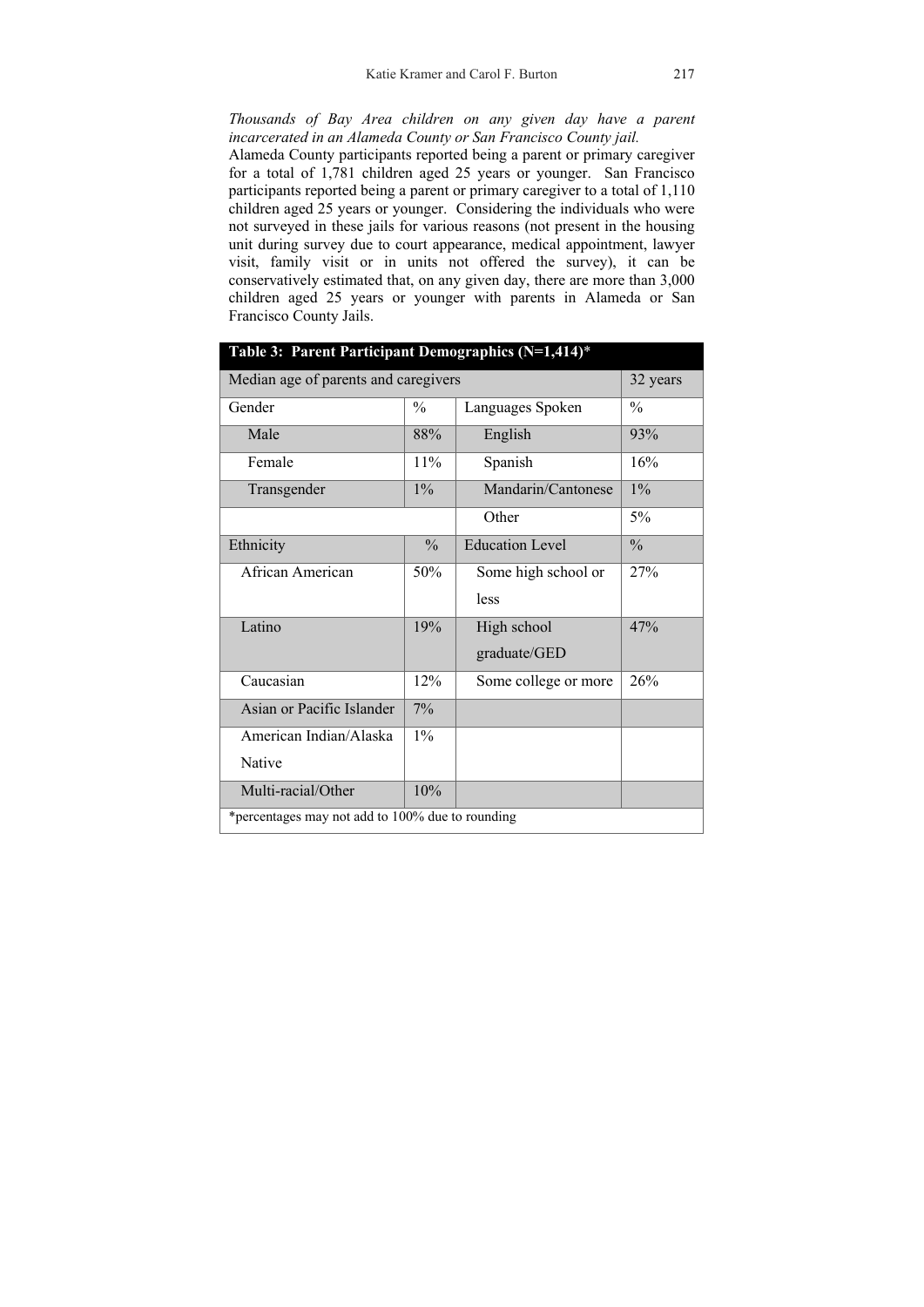*Thousands of Bay Area children on any given day have a parent incarcerated in an Alameda County or San Francisco County jail.*

Alameda County participants reported being a parent or primary caregiver for a total of 1,781 children aged 25 years or younger. San Francisco participants reported being a parent or primary caregiver to a total of 1,110 children aged 25 years or younger. Considering the individuals who were not surveyed in these jails for various reasons (not present in the housing unit during survey due to court appearance, medical appointment, lawyer visit, family visit or in units not offered the survey), it can be conservatively estimated that, on any given day, there are more than 3,000 children aged 25 years or younger with parents in Alameda or San Francisco County Jails.

| **Table 3: Parent Participant Demographics (N=1,414)*** | | | |
|---|---|---|---|
| Median age of parents and caregivers | | | 32 years |
| Gender | % | Languages Spoken | % |
| Male | 88% | English | 93% |
| Female | 11% | Spanish | 16% |
| Transgender | 1% | Mandarin/Cantonese | 1% |
| | | Other | 5% |
| Ethnicity | % | Education Level | % |
| African American | 50% | Some high school or less | 27% |
| Latino | 19% | High school graduate/GED | 47% |
| Caucasian | 12% | Some college or more | 26% |
| Asian or Pacific Islander | 7% | | |
| American Indian/Alaska Native | 1% | | |
| Multi-racial/Other | 10% | | |
| *percentages may not add to 100% due to rounding | | | |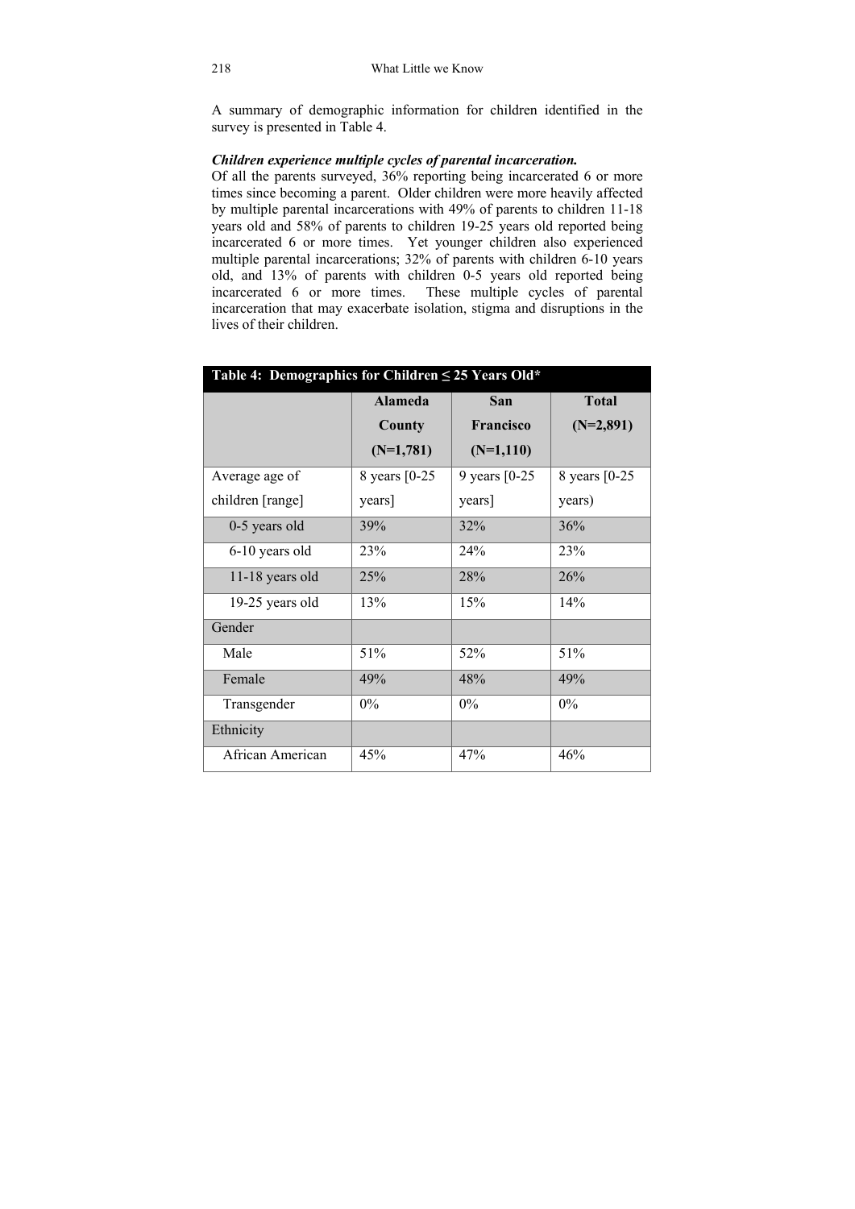A summary of demographic information for children identified in the survey is presented in Table 4.

***Children experience multiple cycles of parental incarceration.***

Of all the parents surveyed, 36% reporting being incarcerated 6 or more times since becoming a parent. Older children were more heavily affected by multiple parental incarcerations with 49% of parents to children 11-18 years old and 58% of parents to children 19-25 years old reported being incarcerated 6 or more times. Yet younger children also experienced multiple parental incarcerations; 32% of parents with children 6-10 years old, and 13% of parents with children 0-5 years old reported being incarcerated 6 or more times. These multiple cycles of parental incarceration that may exacerbate isolation, stigma and disruptions in the lives of their children.

**Table 4: Demographics for Children ≤ 25 Years Old***

| | Alameda County (N=1,781) | San Francisco (N=1,110) | Total (N=2,891) |
|---|---|---|---|
| Average age of children [range] | 8 years [0-25 years] | 9 years [0-25 years] | 8 years [0-25 years) |
| 0-5 years old | 39% | 32% | 36% |
| 6-10 years old | 23% | 24% | 23% |
| 11-18 years old | 25% | 28% | 26% |
| 19-25 years old | 13% | 15% | 14% |
| Gender | | | |
| Male | 51% | 52% | 51% |
| Female | 49% | 48% | 49% |
| Transgender | 0% | 0% | 0% |
| Ethnicity | | | |
| African American | 45% | 47% | 46% |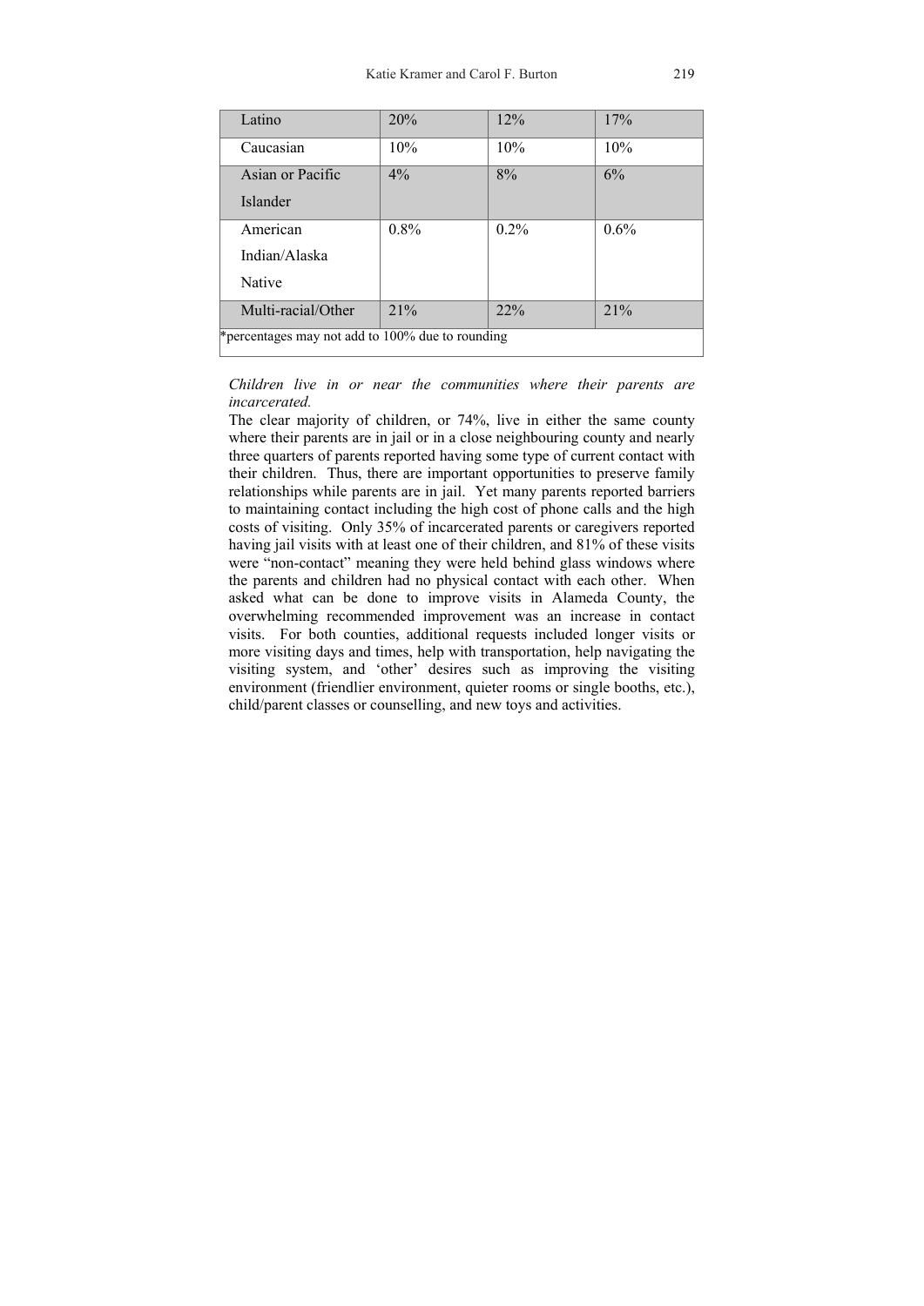| | | | |
|---|---|---|---|
| Latino | 20% | 12% | 17% |
| Caucasian | 10% | 10% | 10% |
| Asian or Pacific Islander | 4% | 8% | 6% |
| American Indian/Alaska Native | 0.8% | 0.2% | 0.6% |
| Multi-racial/Other | 21% | 22% | 21% |
| *percentages may not add to 100% due to rounding | | | |

*Children live in or near the communities where their parents are incarcerated.*

The clear majority of children, or 74%, live in either the same county where their parents are in jail or in a close neighbouring county and nearly three quarters of parents reported having some type of current contact with their children. Thus, there are important opportunities to preserve family relationships while parents are in jail. Yet many parents reported barriers to maintaining contact including the high cost of phone calls and the high costs of visiting. Only 35% of incarcerated parents or caregivers reported having jail visits with at least one of their children, and 81% of these visits were "non-contact" meaning they were held behind glass windows where the parents and children had no physical contact with each other. When asked what can be done to improve visits in Alameda County, the overwhelming recommended improvement was an increase in contact visits. For both counties, additional requests included longer visits or more visiting days and times, help with transportation, help navigating the visiting system, and 'other' desires such as improving the visiting environment (friendlier environment, quieter rooms or single booths, etc.), child/parent classes or counselling, and new toys and activities.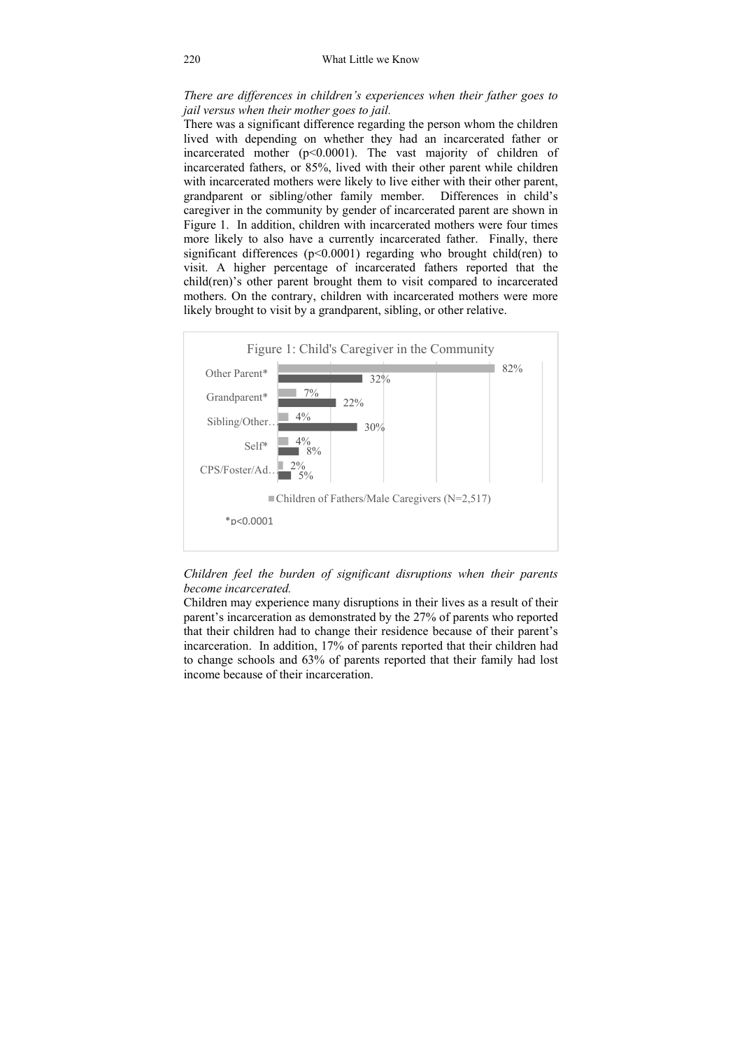*There are differences in children's experiences when their father goes to jail versus when their mother goes to jail.*

There was a significant difference regarding the person whom the children lived with depending on whether they had an incarcerated father or incarcerated mother ($p<0.0001$). The vast majority of children of incarcerated fathers, or 85%, lived with their other parent while children with incarcerated mothers were likely to live either with their other parent, grandparent or sibling/other family member. Differences in child's caregiver in the community by gender of incarcerated parent are shown in Figure 1. In addition, children with incarcerated mothers were four times more likely to also have a currently incarcerated father. Finally, there significant differences ($p<0.0001$) regarding who brought child(ren) to visit. A higher percentage of incarcerated fathers reported that the child(ren)'s other parent brought them to visit compared to incarcerated mothers. On the contrary, children with incarcerated mothers were more likely brought to visit by a grandparent, sibling, or other relative.

Figure 1: Child's Caregiver in the Community

| | Children of Fathers/Male Caregivers (N=2,517) | |
|---|---|---|
| Other Parent* | 82% | 32% |
| Grandparent* | 7% | 22% |
| Sibling/Other… | 4% | 30% |
| Self* | 4% | 8% |
| CPS/Foster/Ad… | 2% | 5% |

*p<0.0001

*Children feel the burden of significant disruptions when their parents become incarcerated.*

Children may experience many disruptions in their lives as a result of their parent's incarceration as demonstrated by the 27% of parents who reported that their children had to change their residence because of their parent's incarceration. In addition, 17% of parents reported that their children had to change schools and 63% of parents reported that their family had lost income because of their incarceration.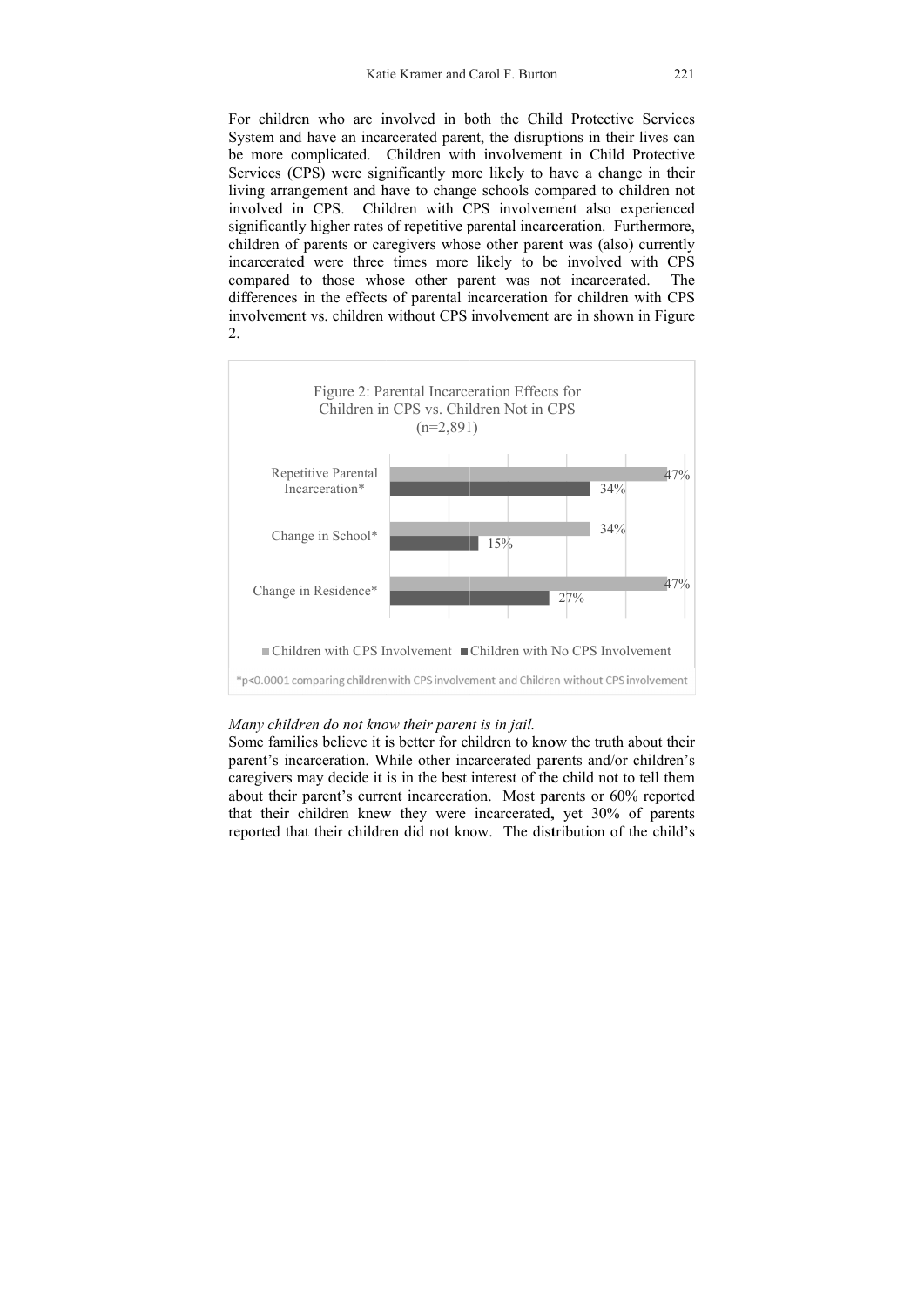For children who are involved in both the Child Protective Services System and have an incarcerated parent, the disruptions in their lives can be more complicated. Children with involvement in Child Protective Services (CPS) were significantly more likely to have a change in their living arrangement and have to change schools compared to children not involved in CPS. Children with CPS involvement also experienced significantly higher rates of repetitive parental incarceration. Furthermore, children of parents or caregivers whose other parent was (also) currently incarcerated were three times more likely to be involved with CPS compared to those whose other parent was not incarcerated. The differences in the effects of parental incarceration for children with CPS involvement vs. children without CPS involvement are in shown in Figure 2.

Figure 2: Parental Incarceration Effects for Children in CPS vs. Children Not in CPS (n=2,891)

| | Children with CPS Involvement | Children with No CPS Involvement |
|---|---|---|
| Repetitive Parental Incarceration* | 47% | 34% |
| Change in School* | 34% | 15% |
| Change in Residence* | 47% | 27% |

*p<0.0001 comparing children with CPS involvement and Children without CPS involvement

*Many children do not know their parent is in jail.*

Some families believe it is better for children to know the truth about their parent's incarceration. While other incarcerated parents and/or children's caregivers may decide it is in the best interest of the child not to tell them about their parent's current incarceration. Most parents or 60% reported that their children knew they were incarcerated, yet 30% of parents reported that their children did not know. The distribution of the child's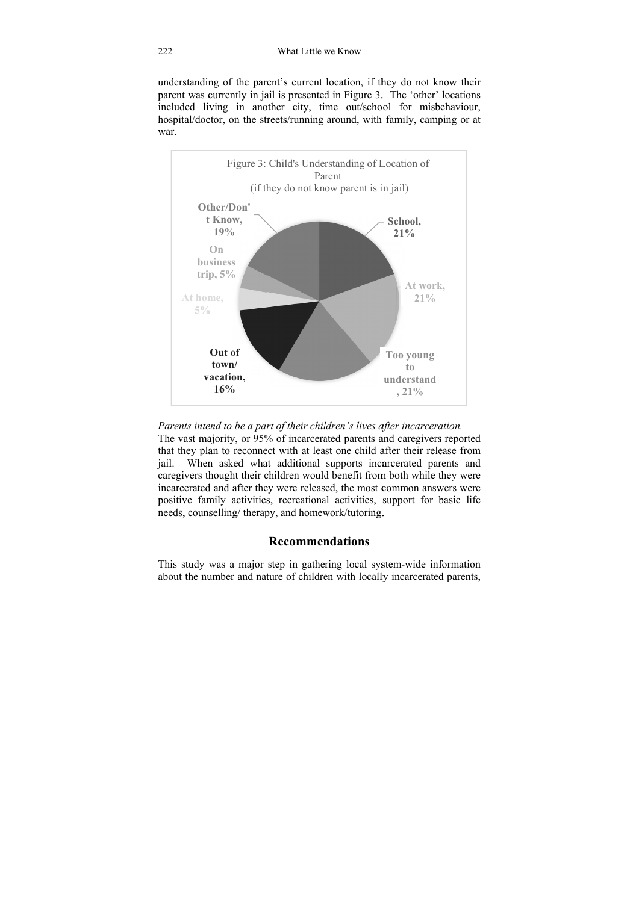understanding of the parent's current location, if they do not know their parent was currently in jail is presented in Figure 3. The 'other' locations included living in another city, time out/school for misbehaviour, hospital/doctor, on the streets/running around, with family, camping or at war.

Figure 3: Child's Understanding of Location of Parent (if they do not know parent is in jail)

| Location | Percentage |
|---|---|
| School | 21% |
| At work | 21% |
| Too young to understand | 21% |
| Out of town/ vacation | 16% |
| At home | 5% |
| On business trip | 5% |
| Other/Don't Know | 19% |

*Parents intend to be a part of their children's lives after incarceration.* The vast majority, or 95% of incarcerated parents and caregivers reported that they plan to reconnect with at least one child after their release from jail. When asked what additional supports incarcerated parents and caregivers thought their children would benefit from both while they were incarcerated and after they were released, the most common answers were positive family activities, recreational activities, support for basic life needs, counselling/ therapy, and homework/tutoring.

## Recommendations

This study was a major step in gathering local system-wide information about the number and nature of children with locally incarcerated parents,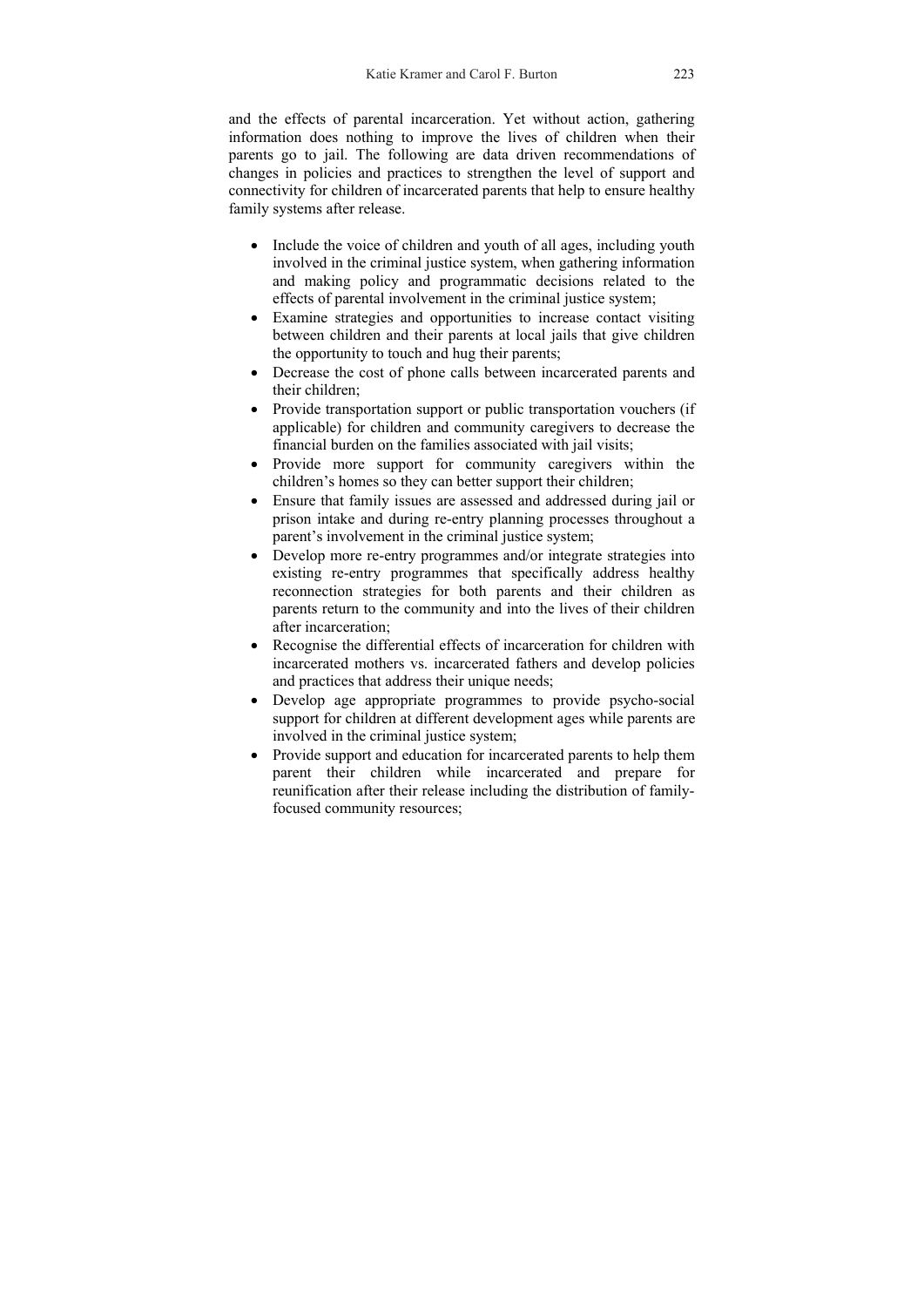and the effects of parental incarceration. Yet without action, gathering information does nothing to improve the lives of children when their parents go to jail. The following are data driven recommendations of changes in policies and practices to strengthen the level of support and connectivity for children of incarcerated parents that help to ensure healthy family systems after release.

- Include the voice of children and youth of all ages, including youth involved in the criminal justice system, when gathering information and making policy and programmatic decisions related to the effects of parental involvement in the criminal justice system;
- Examine strategies and opportunities to increase contact visiting between children and their parents at local jails that give children the opportunity to touch and hug their parents;
- Decrease the cost of phone calls between incarcerated parents and their children;
- Provide transportation support or public transportation vouchers (if applicable) for children and community caregivers to decrease the financial burden on the families associated with jail visits;
- Provide more support for community caregivers within the children's homes so they can better support their children;
- Ensure that family issues are assessed and addressed during jail or prison intake and during re-entry planning processes throughout a parent's involvement in the criminal justice system;
- Develop more re-entry programmes and/or integrate strategies into existing re-entry programmes that specifically address healthy reconnection strategies for both parents and their children as parents return to the community and into the lives of their children after incarceration;
- Recognise the differential effects of incarceration for children with incarcerated mothers vs. incarcerated fathers and develop policies and practices that address their unique needs;
- Develop age appropriate programmes to provide psycho-social support for children at different development ages while parents are involved in the criminal justice system;
- Provide support and education for incarcerated parents to help them parent their children while incarcerated and prepare for reunification after their release including the distribution of family-focused community resources;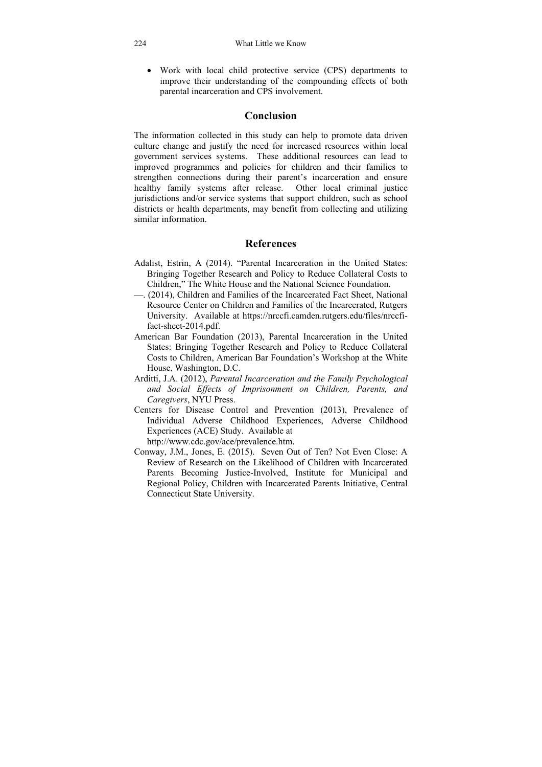- Work with local child protective service (CPS) departments to improve their understanding of the compounding effects of both parental incarceration and CPS involvement.

## Conclusion

The information collected in this study can help to promote data driven culture change and justify the need for increased resources within local government services systems. These additional resources can lead to improved programmes and policies for children and their families to strengthen connections during their parent's incarceration and ensure healthy family systems after release. Other local criminal justice jurisdictions and/or service systems that support children, such as school districts or health departments, may benefit from collecting and utilizing similar information.

## References

Adalist, Estrin, A (2014). "Parental Incarceration in the United States: Bringing Together Research and Policy to Reduce Collateral Costs to Children," The White House and the National Science Foundation.

—. (2014), Children and Families of the Incarcerated Fact Sheet, National Resource Center on Children and Families of the Incarcerated, Rutgers University. Available at https://nrccfi.camden.rutgers.edu/files/nrccfi-fact-sheet-2014.pdf.

American Bar Foundation (2013), Parental Incarceration in the United States: Bringing Together Research and Policy to Reduce Collateral Costs to Children, American Bar Foundation's Workshop at the White House, Washington, D.C.

Arditti, J.A. (2012), *Parental Incarceration and the Family Psychological and Social Effects of Imprisonment on Children, Parents, and Caregivers*, NYU Press.

Centers for Disease Control and Prevention (2013), Prevalence of Individual Adverse Childhood Experiences, Adverse Childhood Experiences (ACE) Study. Available at http://www.cdc.gov/ace/prevalence.htm.

Conway, J.M., Jones, E. (2015). Seven Out of Ten? Not Even Close: A Review of Research on the Likelihood of Children with Incarcerated Parents Becoming Justice-Involved, Institute for Municipal and Regional Policy, Children with Incarcerated Parents Initiative, Central Connecticut State University.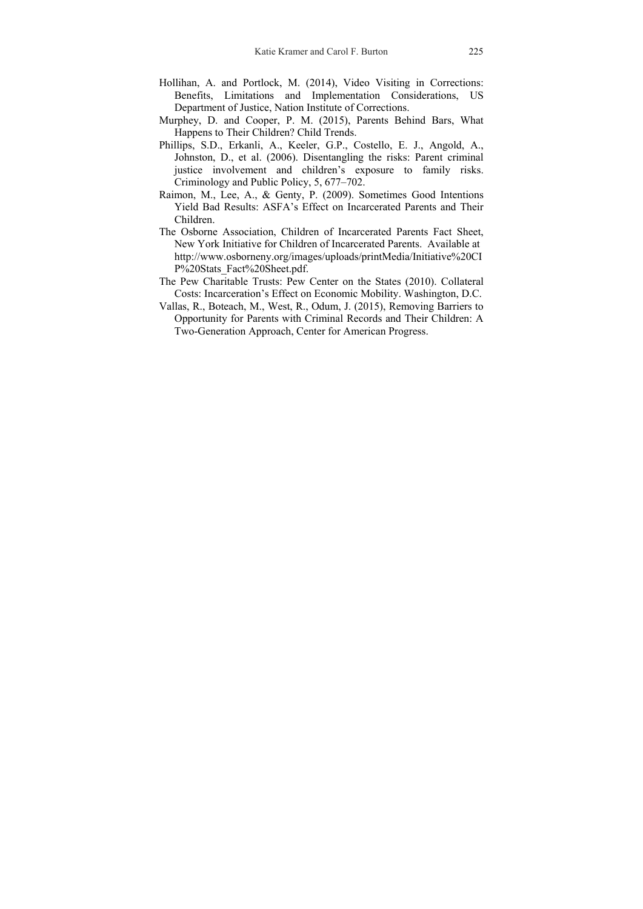Hollihan, A. and Portlock, M. (2014), Video Visiting in Corrections: Benefits, Limitations and Implementation Considerations, US Department of Justice, Nation Institute of Corrections.

Murphey, D. and Cooper, P. M. (2015), Parents Behind Bars, What Happens to Their Children? Child Trends.

Phillips, S.D., Erkanli, A., Keeler, G.P., Costello, E. J., Angold, A., Johnston, D., et al. (2006). Disentangling the risks: Parent criminal justice involvement and children's exposure to family risks. Criminology and Public Policy, 5, 677–702.

Raimon, M., Lee, A., & Genty, P. (2009). Sometimes Good Intentions Yield Bad Results: ASFA's Effect on Incarcerated Parents and Their Children.

The Osborne Association, Children of Incarcerated Parents Fact Sheet, New York Initiative for Children of Incarcerated Parents. Available at http://www.osborneny.org/images/uploads/printMedia/Initiative%20CIP%20Stats_Fact%20Sheet.pdf.

The Pew Charitable Trusts: Pew Center on the States (2010). Collateral Costs: Incarceration's Effect on Economic Mobility. Washington, D.C.

Vallas, R., Boteach, M., West, R., Odum, J. (2015), Removing Barriers to Opportunity for Parents with Criminal Records and Their Children: A Two-Generation Approach, Center for American Progress.